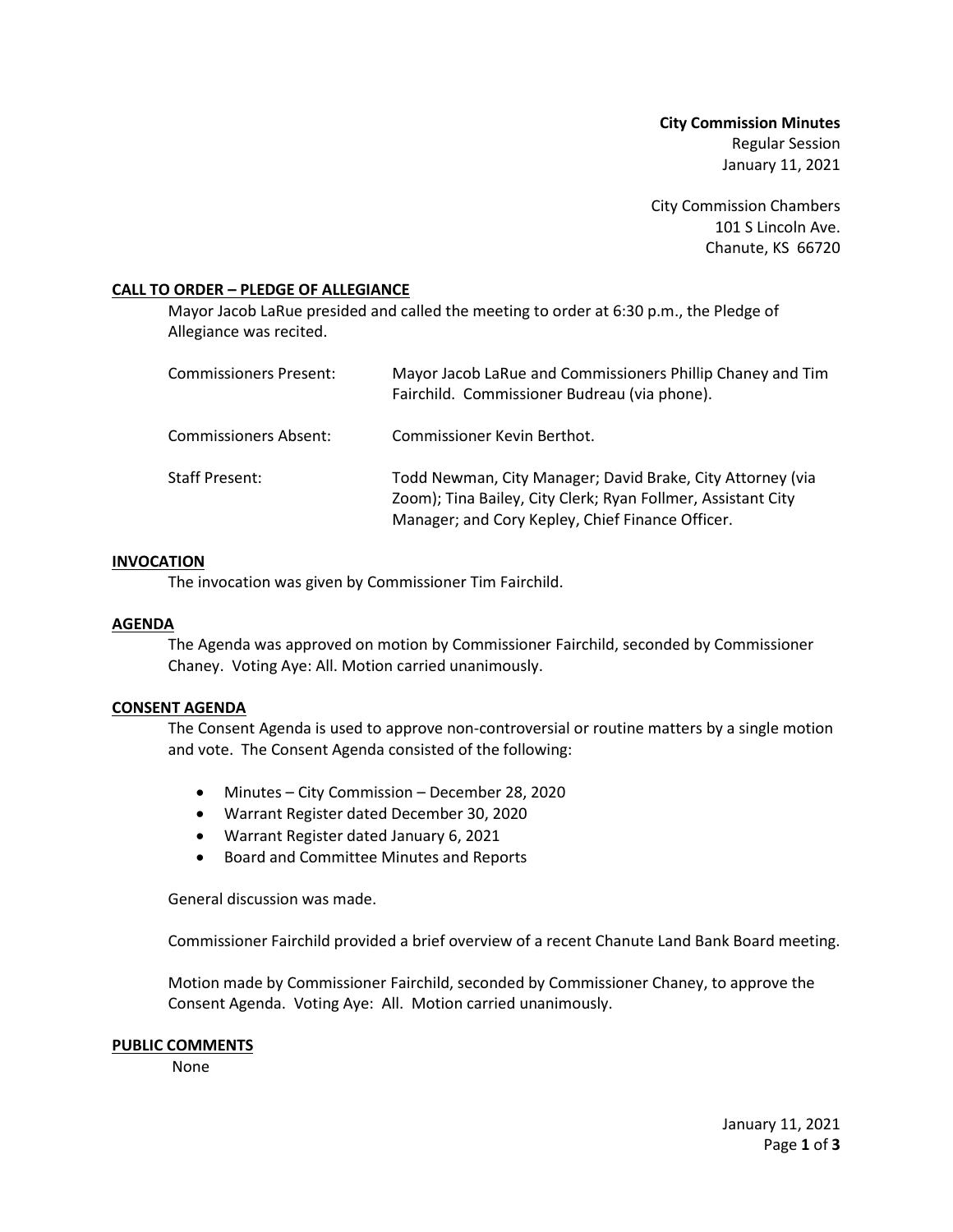**City Commission Minutes**
Regular Session
January 11, 2021

City Commission Chambers
101 S Lincoln Ave.
Chanute, KS 66720

## CALL TO ORDER – PLEDGE OF ALLEGIANCE

Mayor Jacob LaRue presided and called the meeting to order at 6:30 p.m., the Pledge of Allegiance was recited.

| | |
|---|---|
| Commissioners Present: | Mayor Jacob LaRue and Commissioners Phillip Chaney and Tim Fairchild. Commissioner Budreau (via phone). |
| Commissioners Absent: | Commissioner Kevin Berthot. |
| Staff Present: | Todd Newman, City Manager; David Brake, City Attorney (via Zoom); Tina Bailey, City Clerk; Ryan Follmer, Assistant City Manager; and Cory Kepley, Chief Finance Officer. |

## INVOCATION

The invocation was given by Commissioner Tim Fairchild.

## AGENDA

The Agenda was approved on motion by Commissioner Fairchild, seconded by Commissioner Chaney. Voting Aye: All. Motion carried unanimously.

## CONSENT AGENDA

The Consent Agenda is used to approve non-controversial or routine matters by a single motion and vote. The Consent Agenda consisted of the following:

- Minutes – City Commission – December 28, 2020
- Warrant Register dated December 30, 2020
- Warrant Register dated January 6, 2021
- Board and Committee Minutes and Reports

General discussion was made.

Commissioner Fairchild provided a brief overview of a recent Chanute Land Bank Board meeting.

Motion made by Commissioner Fairchild, seconded by Commissioner Chaney, to approve the Consent Agenda. Voting Aye: All. Motion carried unanimously.

## PUBLIC COMMENTS

None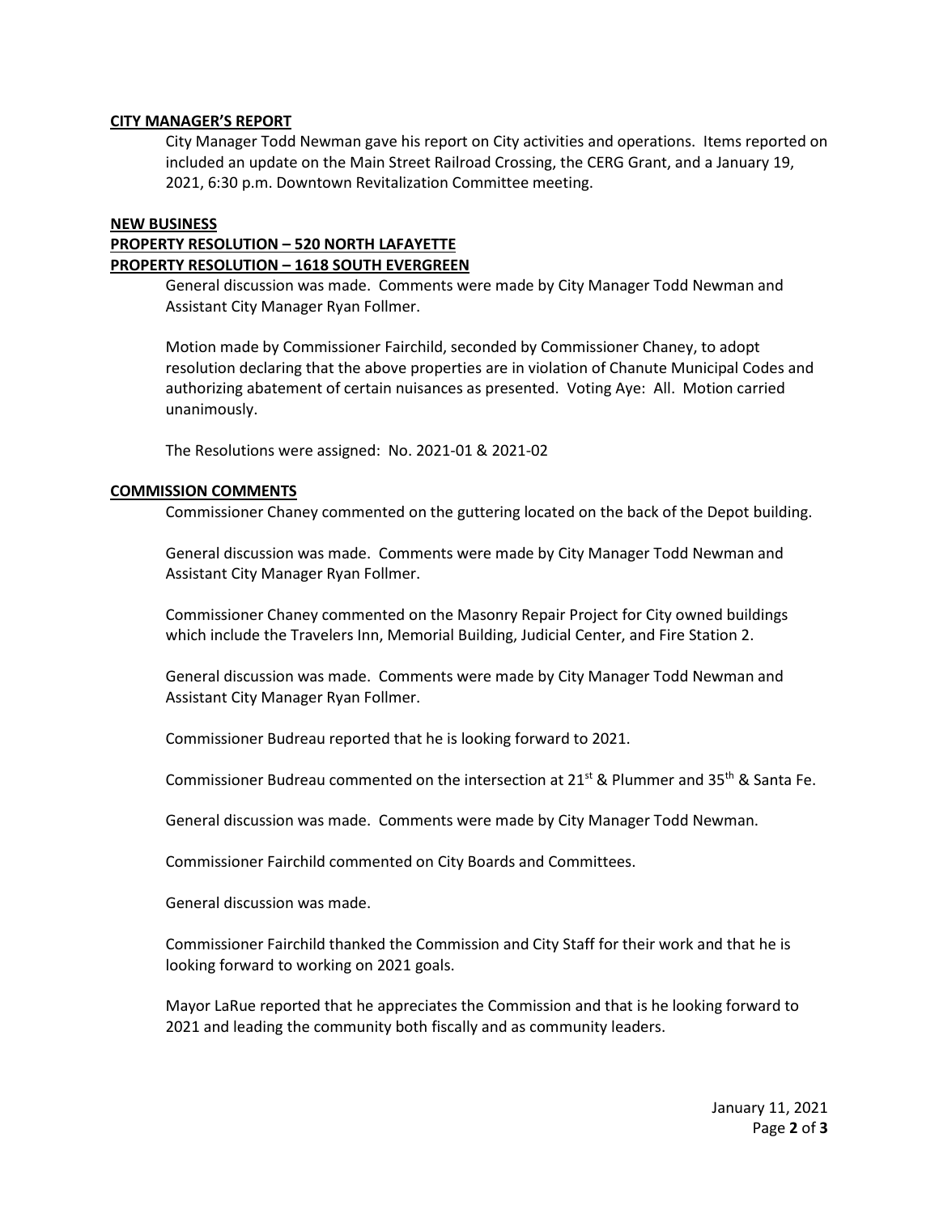**CITY MANAGER'S REPORT**

City Manager Todd Newman gave his report on City activities and operations. Items reported on included an update on the Main Street Railroad Crossing, the CERG Grant, and a January 19, 2021, 6:30 p.m. Downtown Revitalization Committee meeting.

**NEW BUSINESS**

**PROPERTY RESOLUTION – 520 NORTH LAFAYETTE**

**PROPERTY RESOLUTION – 1618 SOUTH EVERGREEN**

General discussion was made. Comments were made by City Manager Todd Newman and Assistant City Manager Ryan Follmer.

Motion made by Commissioner Fairchild, seconded by Commissioner Chaney, to adopt resolution declaring that the above properties are in violation of Chanute Municipal Codes and authorizing abatement of certain nuisances as presented. Voting Aye: All. Motion carried unanimously.

The Resolutions were assigned: No. 2021-01 & 2021-02

**COMMISSION COMMENTS**

Commissioner Chaney commented on the guttering located on the back of the Depot building.

General discussion was made. Comments were made by City Manager Todd Newman and Assistant City Manager Ryan Follmer.

Commissioner Chaney commented on the Masonry Repair Project for City owned buildings which include the Travelers Inn, Memorial Building, Judicial Center, and Fire Station 2.

General discussion was made. Comments were made by City Manager Todd Newman and Assistant City Manager Ryan Follmer.

Commissioner Budreau reported that he is looking forward to 2021.

Commissioner Budreau commented on the intersection at 21st & Plummer and 35th & Santa Fe.

General discussion was made. Comments were made by City Manager Todd Newman.

Commissioner Fairchild commented on City Boards and Committees.

General discussion was made.

Commissioner Fairchild thanked the Commission and City Staff for their work and that he is looking forward to working on 2021 goals.

Mayor LaRue reported that he appreciates the Commission and that is he looking forward to 2021 and leading the community both fiscally and as community leaders.

January 11, 2021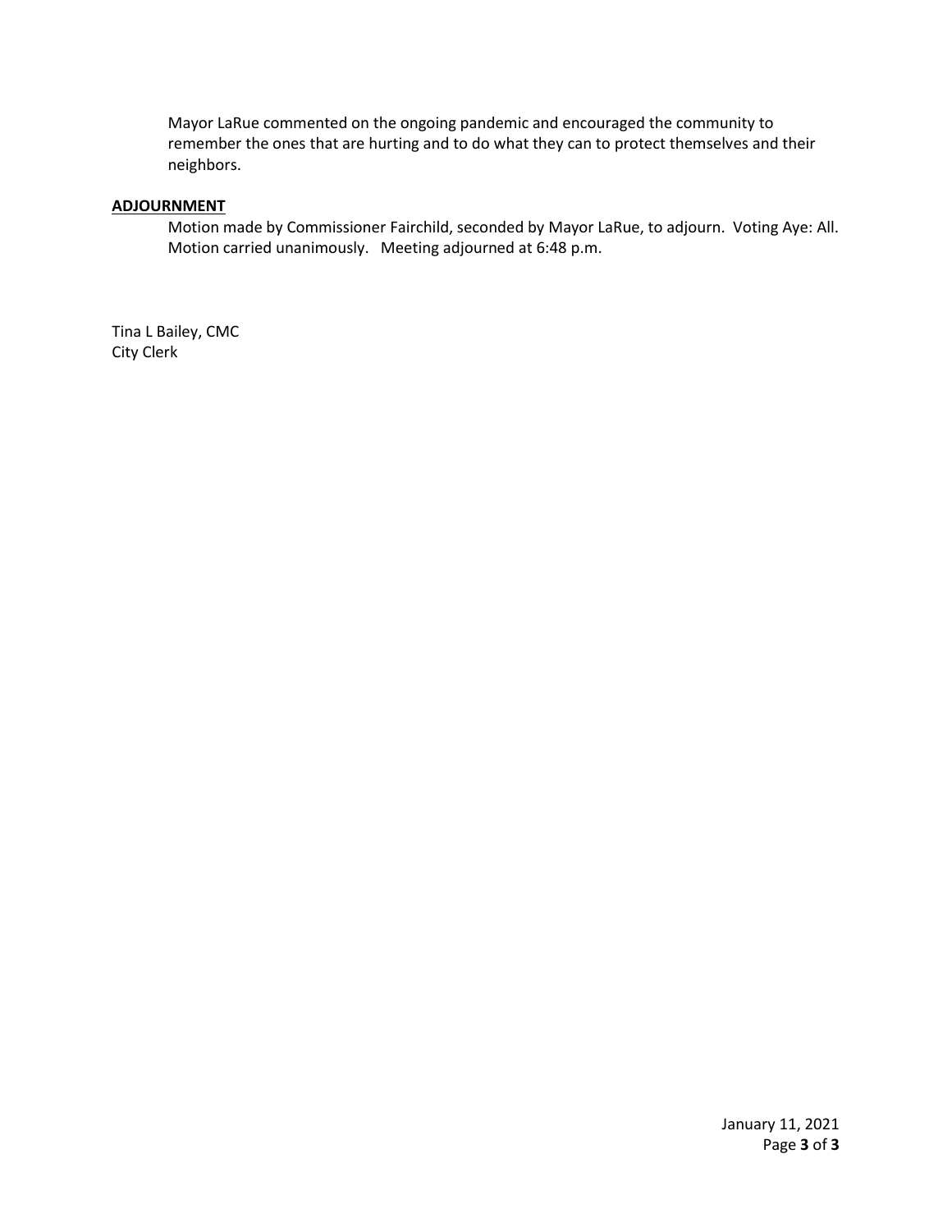Mayor LaRue commented on the ongoing pandemic and encouraged the community to remember the ones that are hurting and to do what they can to protect themselves and their neighbors.

**ADJOURNMENT**

Motion made by Commissioner Fairchild, seconded by Mayor LaRue, to adjourn. Voting Aye: All. Motion carried unanimously. Meeting adjourned at 6:48 p.m.

Tina L Bailey, CMC
City Clerk

January 11, 2021